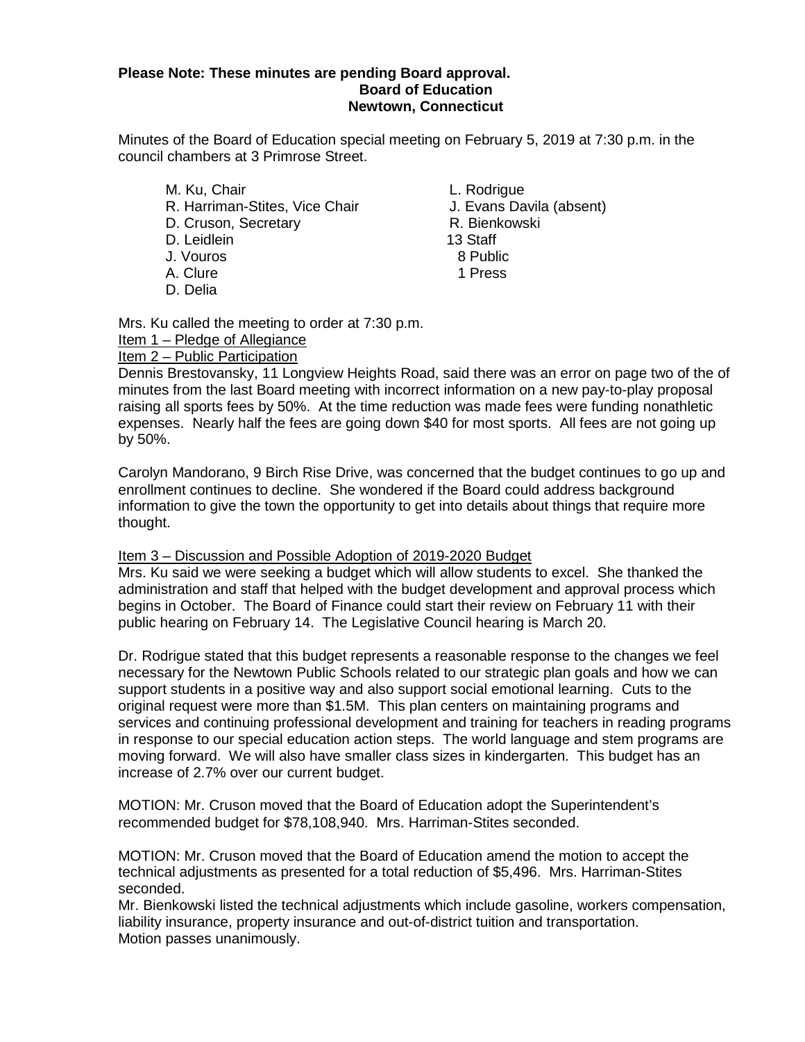**Please Note: These minutes are pending Board approval.**

**Board of Education**

**Newtown, Connecticut**

Minutes of the Board of Education special meeting on February 5, 2019 at 7:30 p.m. in the council chambers at 3 Primrose Street.

M. Ku, Chair
R. Harriman-Stites, Vice Chair
D. Cruson, Secretary
D. Leidlein
J. Vouros
A. Clure
D. Delia
L. Rodrigue
J. Evans Davila (absent)
R. Bienkowski
13 Staff
8 Public
1 Press

Mrs. Ku called the meeting to order at 7:30 p.m.

Item 1 – Pledge of Allegiance

Item 2 – Public Participation

Dennis Brestovansky, 11 Longview Heights Road, said there was an error on page two of the of minutes from the last Board meeting with incorrect information on a new pay-to-play proposal raising all sports fees by 50%. At the time reduction was made fees were funding nonathletic expenses. Nearly half the fees are going down $40 for most sports. All fees are not going up by 50%.

Carolyn Mandorano, 9 Birch Rise Drive, was concerned that the budget continues to go up and enrollment continues to decline. She wondered if the Board could address background information to give the town the opportunity to get into details about things that require more thought.

Item 3 – Discussion and Possible Adoption of 2019-2020 Budget

Mrs. Ku said we were seeking a budget which will allow students to excel. She thanked the administration and staff that helped with the budget development and approval process which begins in October. The Board of Finance could start their review on February 11 with their public hearing on February 14. The Legislative Council hearing is March 20.

Dr. Rodrigue stated that this budget represents a reasonable response to the changes we feel necessary for the Newtown Public Schools related to our strategic plan goals and how we can support students in a positive way and also support social emotional learning. Cuts to the original request were more than $1.5M. This plan centers on maintaining programs and services and continuing professional development and training for teachers in reading programs in response to our special education action steps. The world language and stem programs are moving forward. We will also have smaller class sizes in kindergarten. This budget has an increase of 2.7% over our current budget.

MOTION: Mr. Cruson moved that the Board of Education adopt the Superintendent's recommended budget for $78,108,940. Mrs. Harriman-Stites seconded.

MOTION: Mr. Cruson moved that the Board of Education amend the motion to accept the technical adjustments as presented for a total reduction of $5,496. Mrs. Harriman-Stites seconded.

Mr. Bienkowski listed the technical adjustments which include gasoline, workers compensation, liability insurance, property insurance and out-of-district tuition and transportation.

Motion passes unanimously.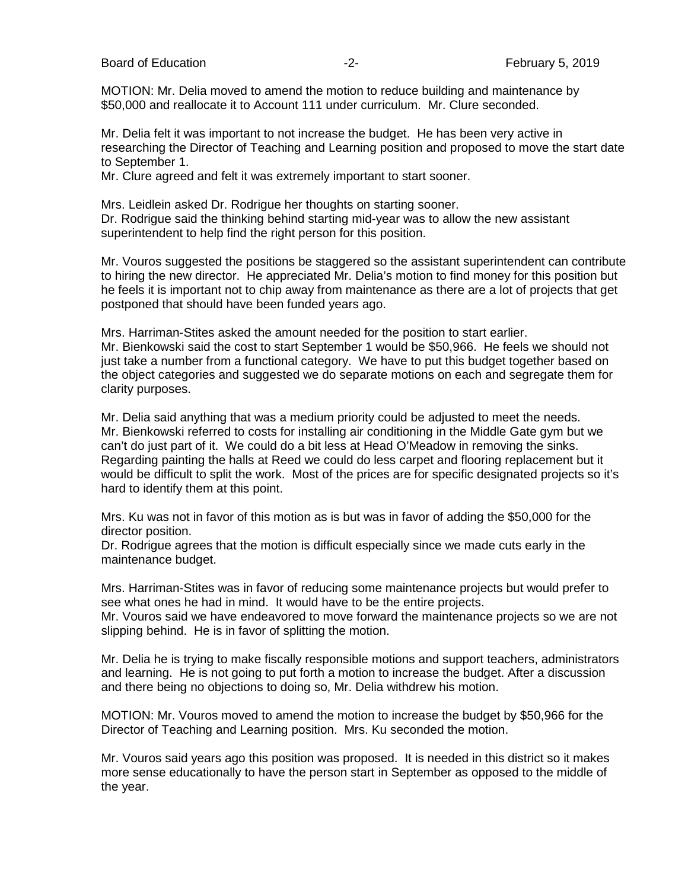MOTION: Mr. Delia moved to amend the motion to reduce building and maintenance by $50,000 and reallocate it to Account 111 under curriculum. Mr. Clure seconded.

Mr. Delia felt it was important to not increase the budget. He has been very active in researching the Director of Teaching and Learning position and proposed to move the start date to September 1.
Mr. Clure agreed and felt it was extremely important to start sooner.

Mrs. Leidlein asked Dr. Rodrigue her thoughts on starting sooner.
Dr. Rodrigue said the thinking behind starting mid-year was to allow the new assistant superintendent to help find the right person for this position.

Mr. Vouros suggested the positions be staggered so the assistant superintendent can contribute to hiring the new director. He appreciated Mr. Delia's motion to find money for this position but he feels it is important not to chip away from maintenance as there are a lot of projects that get postponed that should have been funded years ago.

Mrs. Harriman-Stites asked the amount needed for the position to start earlier.
Mr. Bienkowski said the cost to start September 1 would be $50,966. He feels we should not just take a number from a functional category. We have to put this budget together based on the object categories and suggested we do separate motions on each and segregate them for clarity purposes.

Mr. Delia said anything that was a medium priority could be adjusted to meet the needs.
Mr. Bienkowski referred to costs for installing air conditioning in the Middle Gate gym but we can't do just part of it. We could do a bit less at Head O'Meadow in removing the sinks. Regarding painting the halls at Reed we could do less carpet and flooring replacement but it would be difficult to split the work. Most of the prices are for specific designated projects so it's hard to identify them at this point.

Mrs. Ku was not in favor of this motion as is but was in favor of adding the $50,000 for the director position.
Dr. Rodrigue agrees that the motion is difficult especially since we made cuts early in the maintenance budget.

Mrs. Harriman-Stites was in favor of reducing some maintenance projects but would prefer to see what ones he had in mind. It would have to be the entire projects.
Mr. Vouros said we have endeavored to move forward the maintenance projects so we are not slipping behind. He is in favor of splitting the motion.

Mr. Delia he is trying to make fiscally responsible motions and support teachers, administrators and learning. He is not going to put forth a motion to increase the budget. After a discussion and there being no objections to doing so, Mr. Delia withdrew his motion.

MOTION: Mr. Vouros moved to amend the motion to increase the budget by $50,966 for the Director of Teaching and Learning position. Mrs. Ku seconded the motion.

Mr. Vouros said years ago this position was proposed. It is needed in this district so it makes more sense educationally to have the person start in September as opposed to the middle of the year.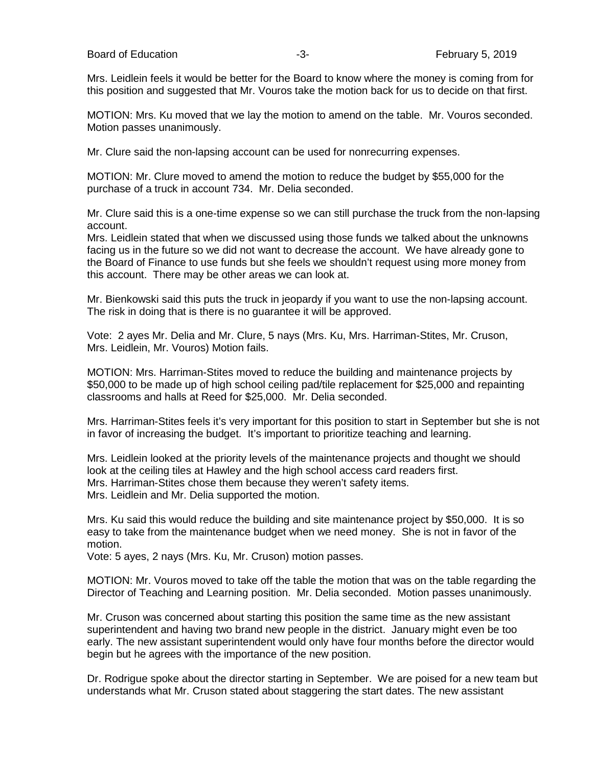Mrs. Leidlein feels it would be better for the Board to know where the money is coming from for this position and suggested that Mr. Vouros take the motion back for us to decide on that first.

MOTION: Mrs. Ku moved that we lay the motion to amend on the table. Mr. Vouros seconded. Motion passes unanimously.

Mr. Clure said the non-lapsing account can be used for nonrecurring expenses.

MOTION: Mr. Clure moved to amend the motion to reduce the budget by $55,000 for the purchase of a truck in account 734. Mr. Delia seconded.

Mr. Clure said this is a one-time expense so we can still purchase the truck from the non-lapsing account.
Mrs. Leidlein stated that when we discussed using those funds we talked about the unknowns facing us in the future so we did not want to decrease the account. We have already gone to the Board of Finance to use funds but she feels we shouldn't request using more money from this account. There may be other areas we can look at.

Mr. Bienkowski said this puts the truck in jeopardy if you want to use the non-lapsing account. The risk in doing that is there is no guarantee it will be approved.

Vote: 2 ayes Mr. Delia and Mr. Clure, 5 nays (Mrs. Ku, Mrs. Harriman-Stites, Mr. Cruson, Mrs. Leidlein, Mr. Vouros) Motion fails.

MOTION: Mrs. Harriman-Stites moved to reduce the building and maintenance projects by $50,000 to be made up of high school ceiling pad/tile replacement for $25,000 and repainting classrooms and halls at Reed for $25,000. Mr. Delia seconded.

Mrs. Harriman-Stites feels it's very important for this position to start in September but she is not in favor of increasing the budget. It's important to prioritize teaching and learning.

Mrs. Leidlein looked at the priority levels of the maintenance projects and thought we should look at the ceiling tiles at Hawley and the high school access card readers first.
Mrs. Harriman-Stites chose them because they weren't safety items.
Mrs. Leidlein and Mr. Delia supported the motion.

Mrs. Ku said this would reduce the building and site maintenance project by $50,000. It is so easy to take from the maintenance budget when we need money. She is not in favor of the motion.
Vote: 5 ayes, 2 nays (Mrs. Ku, Mr. Cruson) motion passes.

MOTION: Mr. Vouros moved to take off the table the motion that was on the table regarding the Director of Teaching and Learning position. Mr. Delia seconded. Motion passes unanimously.

Mr. Cruson was concerned about starting this position the same time as the new assistant superintendent and having two brand new people in the district. January might even be too early. The new assistant superintendent would only have four months before the director would begin but he agrees with the importance of the new position.

Dr. Rodrigue spoke about the director starting in September. We are poised for a new team but understands what Mr. Cruson stated about staggering the start dates. The new assistant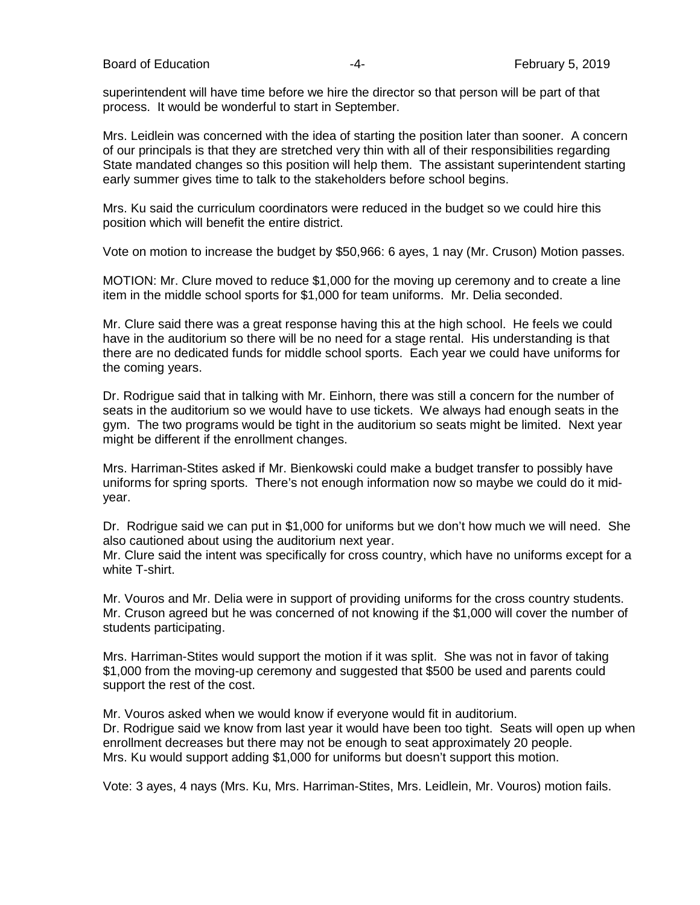superintendent will have time before we hire the director so that person will be part of that process. It would be wonderful to start in September.

Mrs. Leidlein was concerned with the idea of starting the position later than sooner. A concern of our principals is that they are stretched very thin with all of their responsibilities regarding State mandated changes so this position will help them. The assistant superintendent starting early summer gives time to talk to the stakeholders before school begins.

Mrs. Ku said the curriculum coordinators were reduced in the budget so we could hire this position which will benefit the entire district.

Vote on motion to increase the budget by $50,966: 6 ayes, 1 nay (Mr. Cruson) Motion passes.

MOTION: Mr. Clure moved to reduce $1,000 for the moving up ceremony and to create a line item in the middle school sports for $1,000 for team uniforms. Mr. Delia seconded.

Mr. Clure said there was a great response having this at the high school. He feels we could have in the auditorium so there will be no need for a stage rental. His understanding is that there are no dedicated funds for middle school sports. Each year we could have uniforms for the coming years.

Dr. Rodrigue said that in talking with Mr. Einhorn, there was still a concern for the number of seats in the auditorium so we would have to use tickets. We always had enough seats in the gym. The two programs would be tight in the auditorium so seats might be limited. Next year might be different if the enrollment changes.

Mrs. Harriman-Stites asked if Mr. Bienkowski could make a budget transfer to possibly have uniforms for spring sports. There's not enough information now so maybe we could do it mid-year.

Dr. Rodrigue said we can put in $1,000 for uniforms but we don't how much we will need. She also cautioned about using the auditorium next year.
Mr. Clure said the intent was specifically for cross country, which have no uniforms except for a white T-shirt.

Mr. Vouros and Mr. Delia were in support of providing uniforms for the cross country students. Mr. Cruson agreed but he was concerned of not knowing if the $1,000 will cover the number of students participating.

Mrs. Harriman-Stites would support the motion if it was split. She was not in favor of taking $1,000 from the moving-up ceremony and suggested that $500 be used and parents could support the rest of the cost.

Mr. Vouros asked when we would know if everyone would fit in auditorium.
Dr. Rodrigue said we know from last year it would have been too tight. Seats will open up when enrollment decreases but there may not be enough to seat approximately 20 people.
Mrs. Ku would support adding $1,000 for uniforms but doesn't support this motion.

Vote: 3 ayes, 4 nays (Mrs. Ku, Mrs. Harriman-Stites, Mrs. Leidlein, Mr. Vouros) motion fails.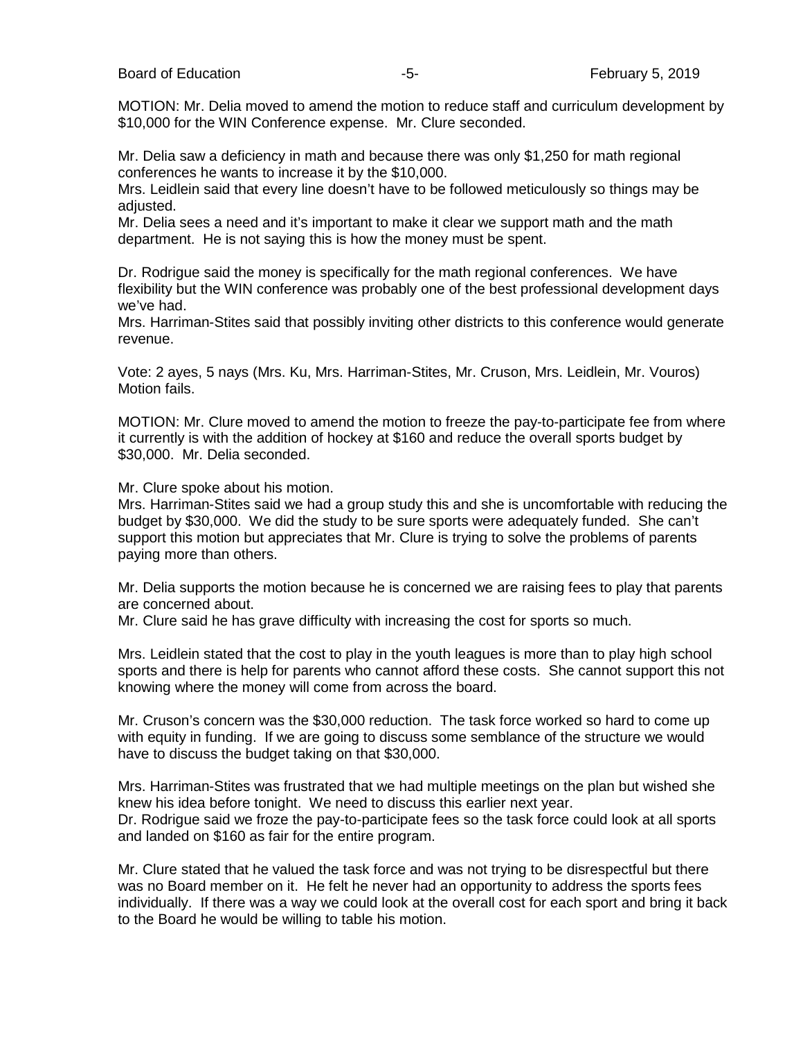MOTION: Mr. Delia moved to amend the motion to reduce staff and curriculum development by $10,000 for the WIN Conference expense. Mr. Clure seconded.

Mr. Delia saw a deficiency in math and because there was only $1,250 for math regional conferences he wants to increase it by the $10,000.
Mrs. Leidlein said that every line doesn't have to be followed meticulously so things may be adjusted.
Mr. Delia sees a need and it's important to make it clear we support math and the math department. He is not saying this is how the money must be spent.

Dr. Rodrigue said the money is specifically for the math regional conferences. We have flexibility but the WIN conference was probably one of the best professional development days we've had.
Mrs. Harriman-Stites said that possibly inviting other districts to this conference would generate revenue.

Vote: 2 ayes, 5 nays (Mrs. Ku, Mrs. Harriman-Stites, Mr. Cruson, Mrs. Leidlein, Mr. Vouros)
Motion fails.

MOTION: Mr. Clure moved to amend the motion to freeze the pay-to-participate fee from where it currently is with the addition of hockey at $160 and reduce the overall sports budget by $30,000. Mr. Delia seconded.

Mr. Clure spoke about his motion.
Mrs. Harriman-Stites said we had a group study this and she is uncomfortable with reducing the budget by $30,000. We did the study to be sure sports were adequately funded. She can't support this motion but appreciates that Mr. Clure is trying to solve the problems of parents paying more than others.

Mr. Delia supports the motion because he is concerned we are raising fees to play that parents are concerned about.
Mr. Clure said he has grave difficulty with increasing the cost for sports so much.

Mrs. Leidlein stated that the cost to play in the youth leagues is more than to play high school sports and there is help for parents who cannot afford these costs. She cannot support this not knowing where the money will come from across the board.

Mr. Cruson's concern was the $30,000 reduction. The task force worked so hard to come up with equity in funding. If we are going to discuss some semblance of the structure we would have to discuss the budget taking on that $30,000.

Mrs. Harriman-Stites was frustrated that we had multiple meetings on the plan but wished she knew his idea before tonight. We need to discuss this earlier next year.
Dr. Rodrigue said we froze the pay-to-participate fees so the task force could look at all sports and landed on $160 as fair for the entire program.

Mr. Clure stated that he valued the task force and was not trying to be disrespectful but there was no Board member on it. He felt he never had an opportunity to address the sports fees individually. If there was a way we could look at the overall cost for each sport and bring it back to the Board he would be willing to table his motion.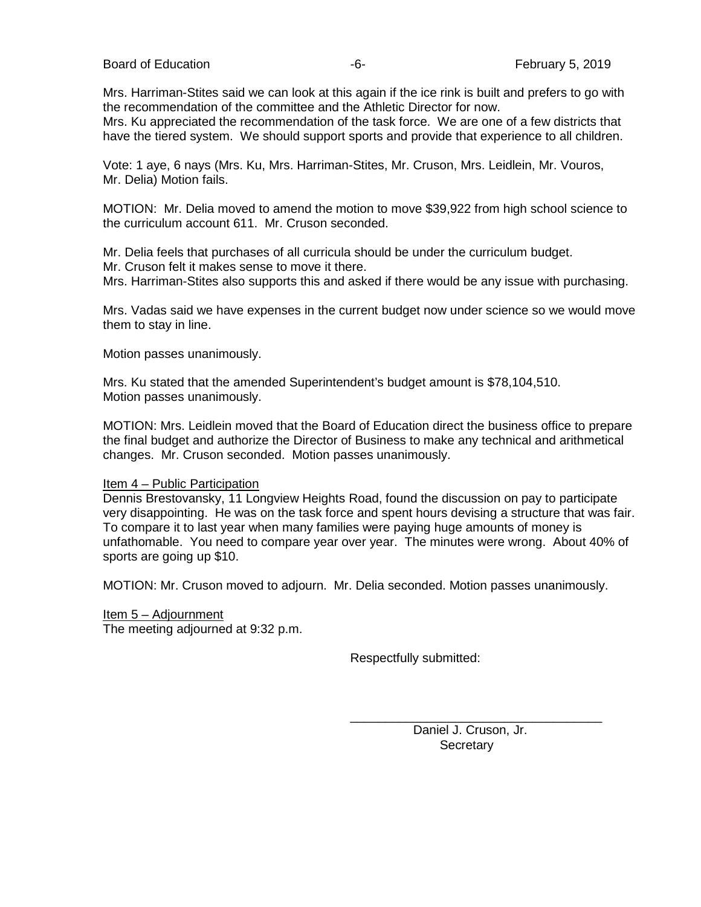Mrs. Harriman-Stites said we can look at this again if the ice rink is built and prefers to go with the recommendation of the committee and the Athletic Director for now.
Mrs. Ku appreciated the recommendation of the task force. We are one of a few districts that have the tiered system. We should support sports and provide that experience to all children.

Vote: 1 aye, 6 nays (Mrs. Ku, Mrs. Harriman-Stites, Mr. Cruson, Mrs. Leidlein, Mr. Vouros, Mr. Delia) Motion fails.

MOTION: Mr. Delia moved to amend the motion to move $39,922 from high school science to the curriculum account 611. Mr. Cruson seconded.

Mr. Delia feels that purchases of all curricula should be under the curriculum budget.
Mr. Cruson felt it makes sense to move it there.
Mrs. Harriman-Stites also supports this and asked if there would be any issue with purchasing.

Mrs. Vadas said we have expenses in the current budget now under science so we would move them to stay in line.

Motion passes unanimously.

Mrs. Ku stated that the amended Superintendent's budget amount is $78,104,510.
Motion passes unanimously.

MOTION: Mrs. Leidlein moved that the Board of Education direct the business office to prepare the final budget and authorize the Director of Business to make any technical and arithmetical changes. Mr. Cruson seconded. Motion passes unanimously.

<u>Item 4 – Public Participation</u>
Dennis Brestovansky, 11 Longview Heights Road, found the discussion on pay to participate very disappointing. He was on the task force and spent hours devising a structure that was fair. To compare it to last year when many families were paying huge amounts of money is unfathomable. You need to compare year over year. The minutes were wrong. About 40% of sports are going up $10.

MOTION: Mr. Cruson moved to adjourn. Mr. Delia seconded. Motion passes unanimously.

<u>Item 5 – Adjournment</u>
The meeting adjourned at 9:32 p.m.

Respectfully submitted:

\_\_\_\_\_\_\_\_\_\_\_\_\_\_\_\_\_\_\_\_\_\_\_\_\_\_\_\_\_\_\_\_\_\_\_\_
Daniel J. Cruson, Jr.
Secretary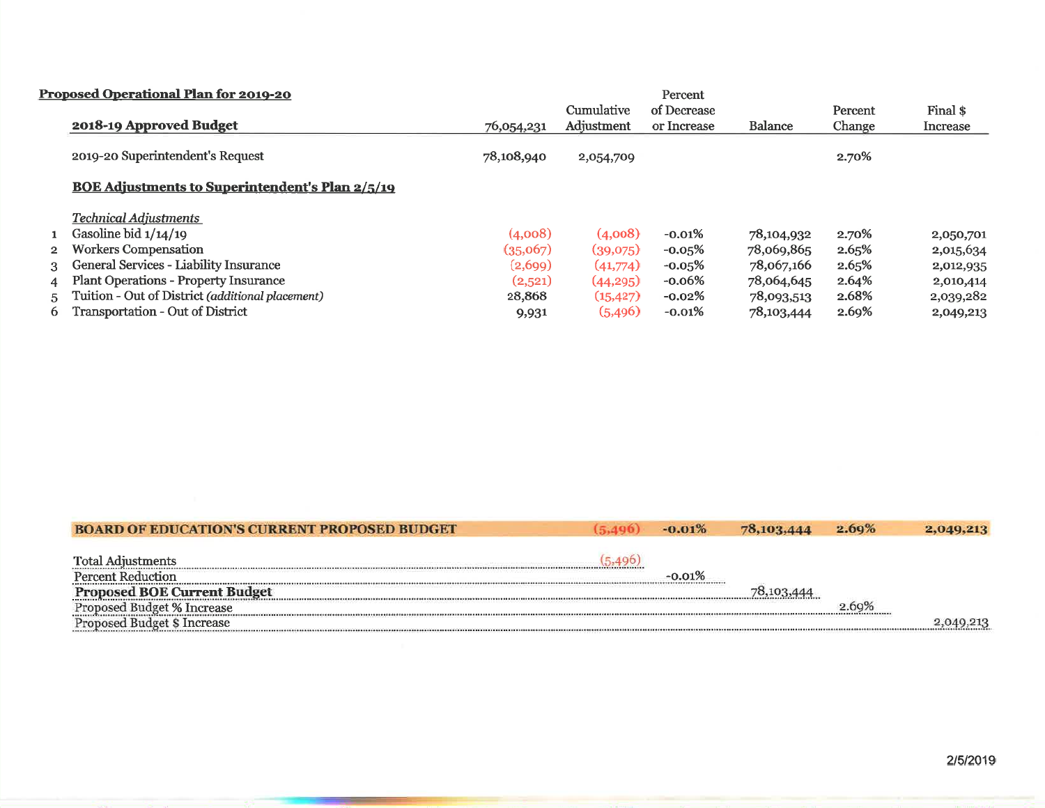**Proposed Operational Plan for 2019-20**

| | **2018-19 Approved Budget** | 76,054,231 | Cumulative Adjustment | Percent of Decrease or Increase | Balance | Percent Change | Final $ Increase |
|---|---|---|---|---|---|---|---|
| | 2019-20 Superintendent's Request | 78,108,940 | 2,054,709 | | | 2.70% | |
| | **BOE Adjustments to Superintendent's Plan 2/5/19** | | | | | | |
| | *Technical Adjustments* | | | | | | |
| 1 | Gasoline bid 1/14/19 | (4,008) | (4,008) | -0.01% | 78,104,932 | 2.70% | 2,050,701 |
| 2 | Workers Compensation | (35,067) | (39,075) | -0.05% | 78,069,865 | 2.65% | 2,015,634 |
| 3 | General Services - Liability Insurance | (2,699) | (41,774) | -0.05% | 78,067,166 | 2.65% | 2,012,935 |
| 4 | Plant Operations - Property Insurance | (2,521) | (44,295) | -0.06% | 78,064,645 | 2.64% | 2,010,414 |
| 5 | Tuition - Out of District *(additional placement)* | 28,868 | (15,427) | -0.02% | 78,093,513 | 2.68% | 2,039,282 |
| 6 | Transportation - Out of District | 9,931 | (5,496) | -0.01% | 78,103,444 | 2.69% | 2,049,213 |

| **BOARD OF EDUCATION'S CURRENT PROPOSED BUDGET** | **(5,496)** | **-0.01%** | **78,103,444** | **2.69%** | **2,049,213** |
|---|---|---|---|---|---|
| Total Adjustments | (5,496) | | | | |
| Percent Reduction | | -0.01% | | | |
| **Proposed BOE Current Budget** | | | 78,103,444 | | |
| Proposed Budget % Increase | | | | 2.69% | |
| Proposed Budget $ Increase | | | | | 2,049,213 |

2/5/2019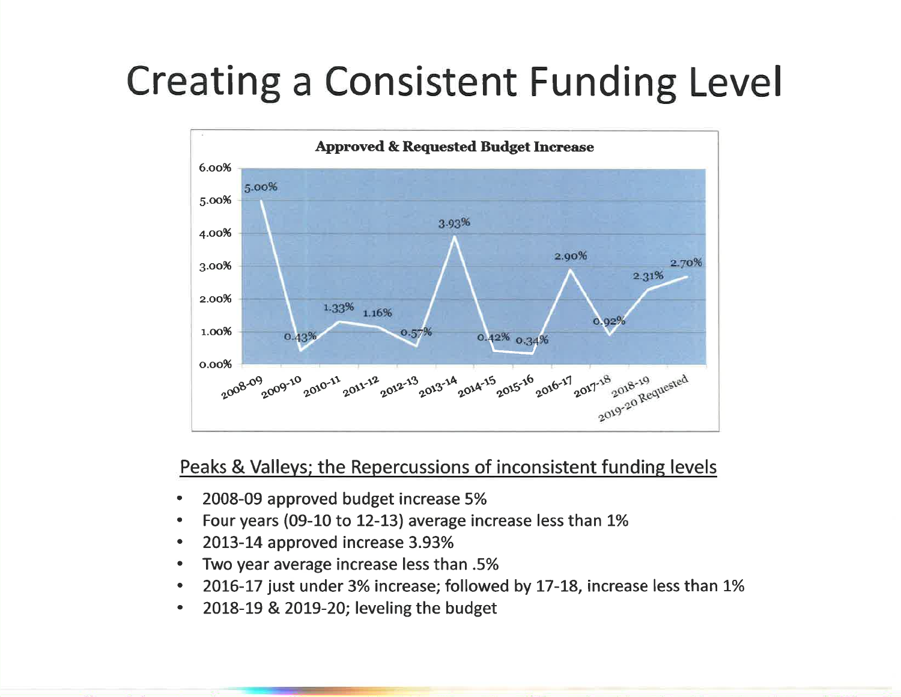# Creating a Consistent Funding Level

**Approved & Requested Budget Increase**

| Year | Increase |
| --- | --- |
| 2008-09 | 5.00% |
| 2009-10 | 0.43% |
| 2010-11 | 1.33% |
| 2011-12 | 1.16% |
| 2012-13 | 0.57% |
| 2013-14 | 3.93% |
| 2014-15 | 0.42% |
| 2015-16 | 0.34% |
| 2016-17 | 2.90% |
| 2017-18 | 0.92% |
| 2018-19 | 2.31% |
| 2019-20 Requested | 2.70% |

## Peaks & Valleys; the Repercussions of inconsistent funding levels

- 2008-09 approved budget increase 5%
- Four years (09-10 to 12-13) average increase less than 1%
- 2013-14 approved increase 3.93%
- Two year average increase less than .5%
- 2016-17 just under 3% increase; followed by 17-18, increase less than 1%
- 2018-19 & 2019-20; leveling the budget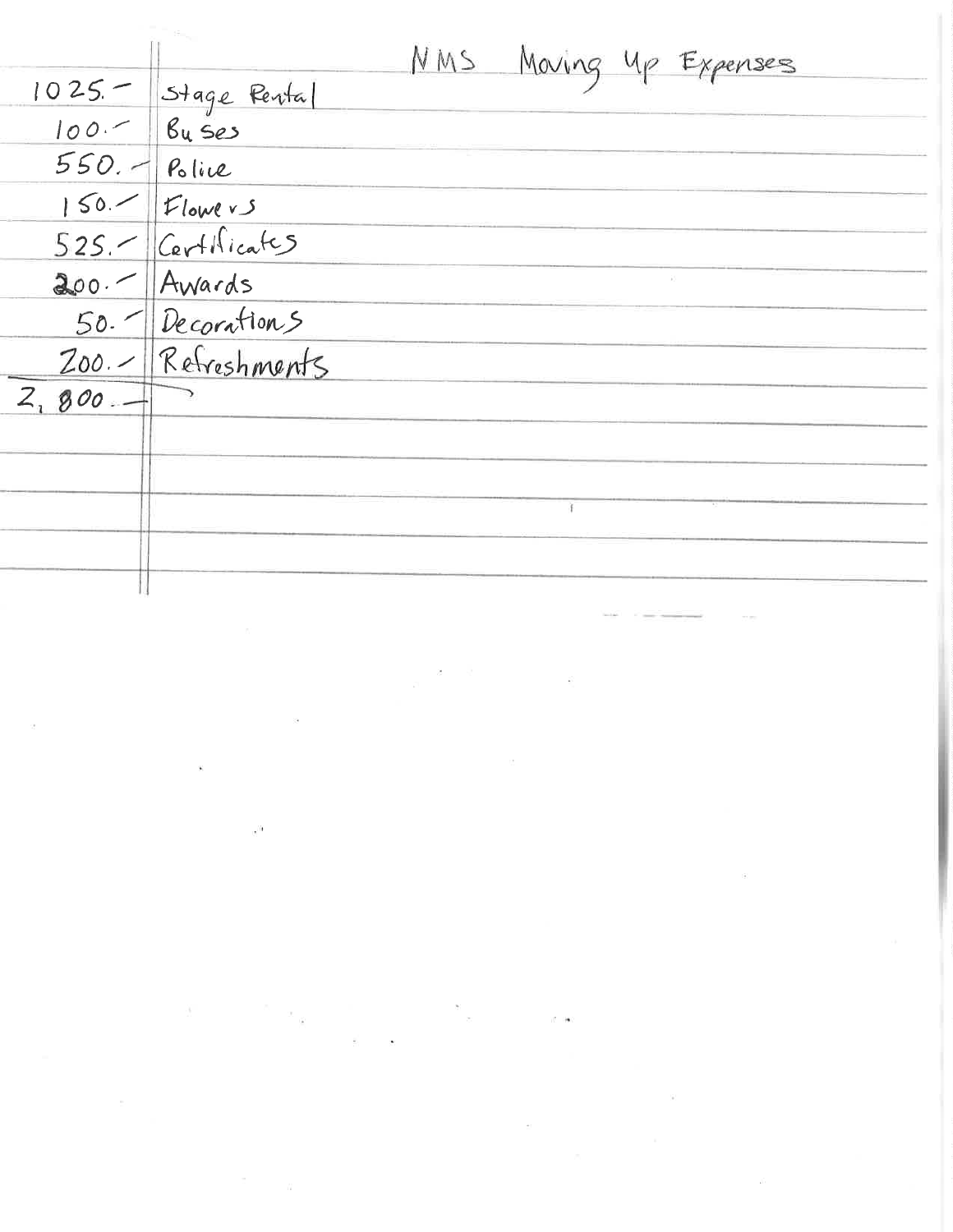# NMS Moving Up Expenses

| | |
|---|---|
| 1025.– | Stage Rental |
| 100.– | Buses |
| 550.– | Police |
| 150.– | Flowers |
| 525.– | Certificates |
| 200.– | Awards |
| 50.– | Decorations |
| 200.– | Refreshments |
| 2,800.– | |